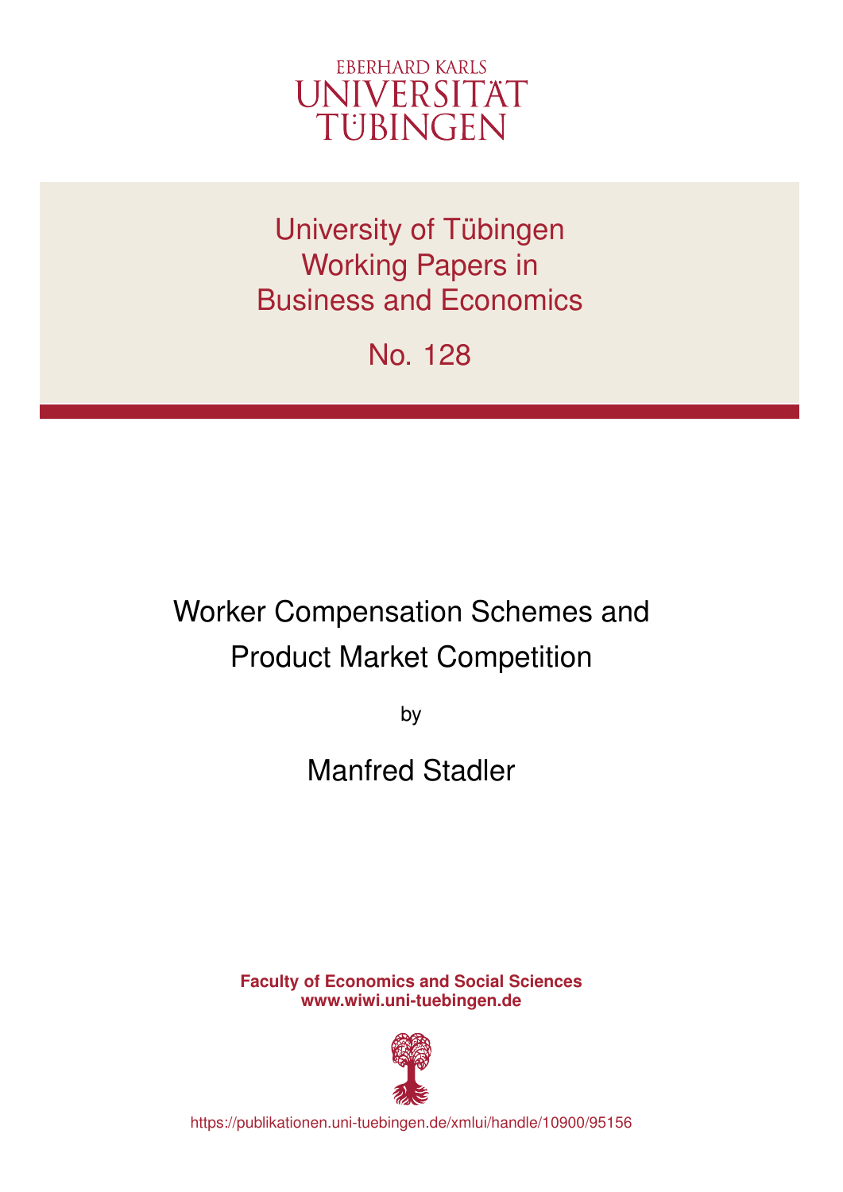EBERHARD KARLS
UNIVERSITÄT
TÜBINGEN

University of Tübingen
Working Papers in
Business and Economics

No. 128

# Worker Compensation Schemes and Product Market Competition

by

Manfred Stadler

**Faculty of Economics and Social Sciences**
**www.wiwi.uni-tuebingen.de**

https://publikationen.uni-tuebingen.de/xmlui/handle/10900/95156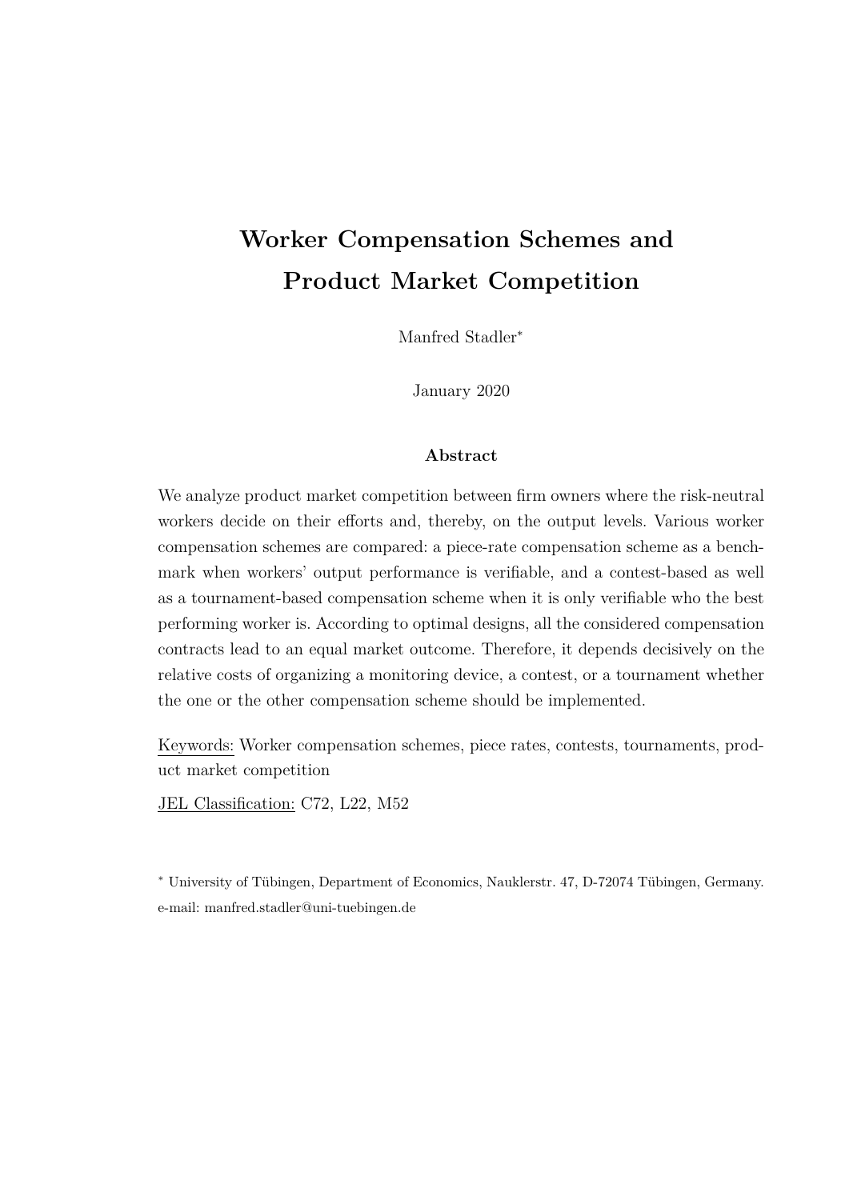# Worker Compensation Schemes and Product Market Competition

Manfred Stadler*

January 2020

**Abstract**

We analyze product market competition between firm owners where the risk-neutral workers decide on their efforts and, thereby, on the output levels. Various worker compensation schemes are compared: a piece-rate compensation scheme as a benchmark when workers' output performance is verifiable, and a contest-based as well as a tournament-based compensation scheme when it is only verifiable who the best performing worker is. According to optimal designs, all the considered compensation contracts lead to an equal market outcome. Therefore, it depends decisively on the relative costs of organizing a monitoring device, a contest, or a tournament whether the one or the other compensation scheme should be implemented.

Keywords: Worker compensation schemes, piece rates, contests, tournaments, product market competition

JEL Classification: C72, L22, M52

* University of Tübingen, Department of Economics, Nauklerstr. 47, D-72074 Tübingen, Germany. e-mail: manfred.stadler@uni-tuebingen.de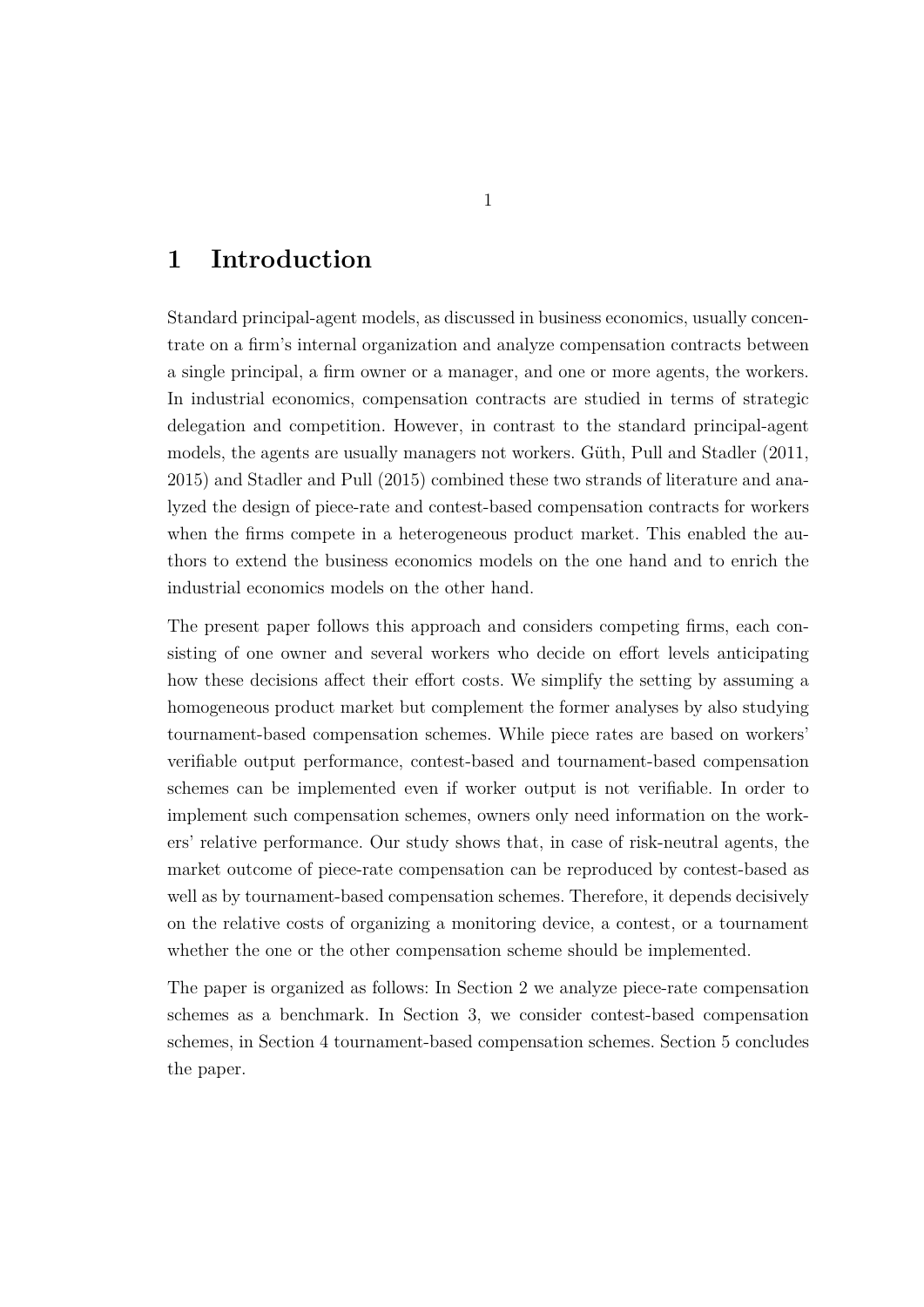# 1 Introduction

Standard principal-agent models, as discussed in business economics, usually concentrate on a firm's internal organization and analyze compensation contracts between a single principal, a firm owner or a manager, and one or more agents, the workers. In industrial economics, compensation contracts are studied in terms of strategic delegation and competition. However, in contrast to the standard principal-agent models, the agents are usually managers not workers. Güth, Pull and Stadler (2011, 2015) and Stadler and Pull (2015) combined these two strands of literature and analyzed the design of piece-rate and contest-based compensation contracts for workers when the firms compete in a heterogeneous product market. This enabled the authors to extend the business economics models on the one hand and to enrich the industrial economics models on the other hand.

The present paper follows this approach and considers competing firms, each consisting of one owner and several workers who decide on effort levels anticipating how these decisions affect their effort costs. We simplify the setting by assuming a homogeneous product market but complement the former analyses by also studying tournament-based compensation schemes. While piece rates are based on workers' verifiable output performance, contest-based and tournament-based compensation schemes can be implemented even if worker output is not verifiable. In order to implement such compensation schemes, owners only need information on the workers' relative performance. Our study shows that, in case of risk-neutral agents, the market outcome of piece-rate compensation can be reproduced by contest-based as well as by tournament-based compensation schemes. Therefore, it depends decisively on the relative costs of organizing a monitoring device, a contest, or a tournament whether the one or the other compensation scheme should be implemented.

The paper is organized as follows: In Section 2 we analyze piece-rate compensation schemes as a benchmark. In Section 3, we consider contest-based compensation schemes, in Section 4 tournament-based compensation schemes. Section 5 concludes the paper.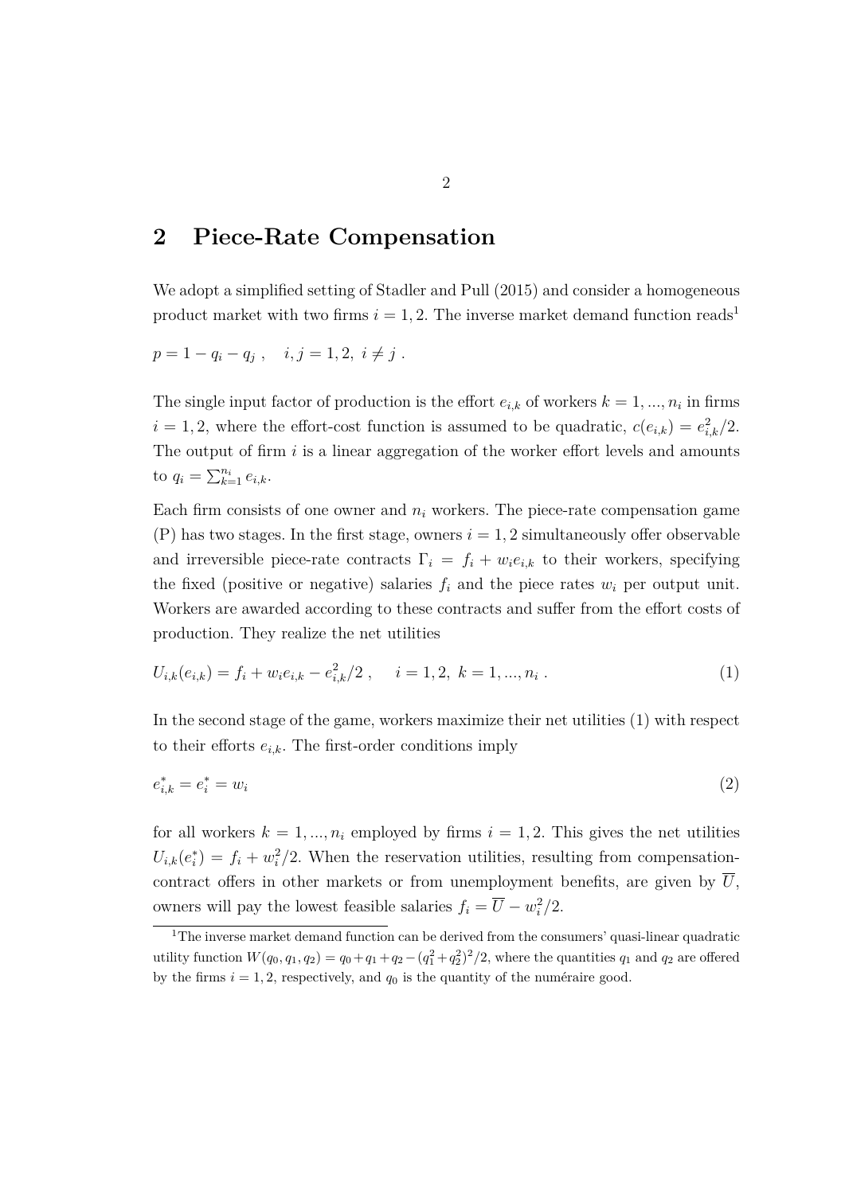## 2 Piece-Rate Compensation

We adopt a simplified setting of Stadler and Pull (2015) and consider a homogeneous product market with two firms $i = 1, 2$. The inverse market demand function reads[1]

$$p = 1 - q_i - q_j \ , \quad i, j = 1, 2, \ i \neq j \ .$$

The single input factor of production is the effort $e_{i,k}$ of workers $k = 1, ..., n_i$ in firms $i = 1, 2$, where the effort-cost function is assumed to be quadratic, $c(e_{i,k}) = e_{i,k}^2/2$. The output of firm $i$ is a linear aggregation of the worker effort levels and amounts to $q_i = \sum_{k=1}^{n_i} e_{i,k}$.

Each firm consists of one owner and $n_i$ workers. The piece-rate compensation game (P) has two stages. In the first stage, owners $i = 1, 2$ simultaneously offer observable and irreversible piece-rate contracts $\Gamma_i = f_i + w_i e_{i,k}$ to their workers, specifying the fixed (positive or negative) salaries $f_i$ and the piece rates $w_i$ per output unit. Workers are awarded according to these contracts and suffer from the effort costs of production. They realize the net utilities

$$U_{i,k}(e_{i,k}) = f_i + w_i e_{i,k} - e_{i,k}^2/2 \ , \quad i = 1, 2, \ k = 1, ..., n_i \ . \tag{1}$$

In the second stage of the game, workers maximize their net utilities (1) with respect to their efforts $e_{i,k}$. The first-order conditions imply

$$e_{i,k}^* = e_i^* = w_i \tag{2}$$

for all workers $k = 1, ..., n_i$ employed by firms $i = 1, 2$. This gives the net utilities $U_{i,k}(e_i^*) = f_i + w_i^2/2$. When the reservation utilities, resulting from compensation-contract offers in other markets or from unemployment benefits, are given by $\overline{U}$, owners will pay the lowest feasible salaries $f_i = \overline{U} - w_i^2/2$.

[1] The inverse market demand function can be derived from the consumers' quasi-linear quadratic utility function $W(q_0, q_1, q_2) = q_0 + q_1 + q_2 - (q_1^2 + q_2^2)^2/2$, where the quantities $q_1$ and $q_2$ are offered by the firms $i = 1, 2$, respectively, and $q_0$ is the quantity of the numéraire good.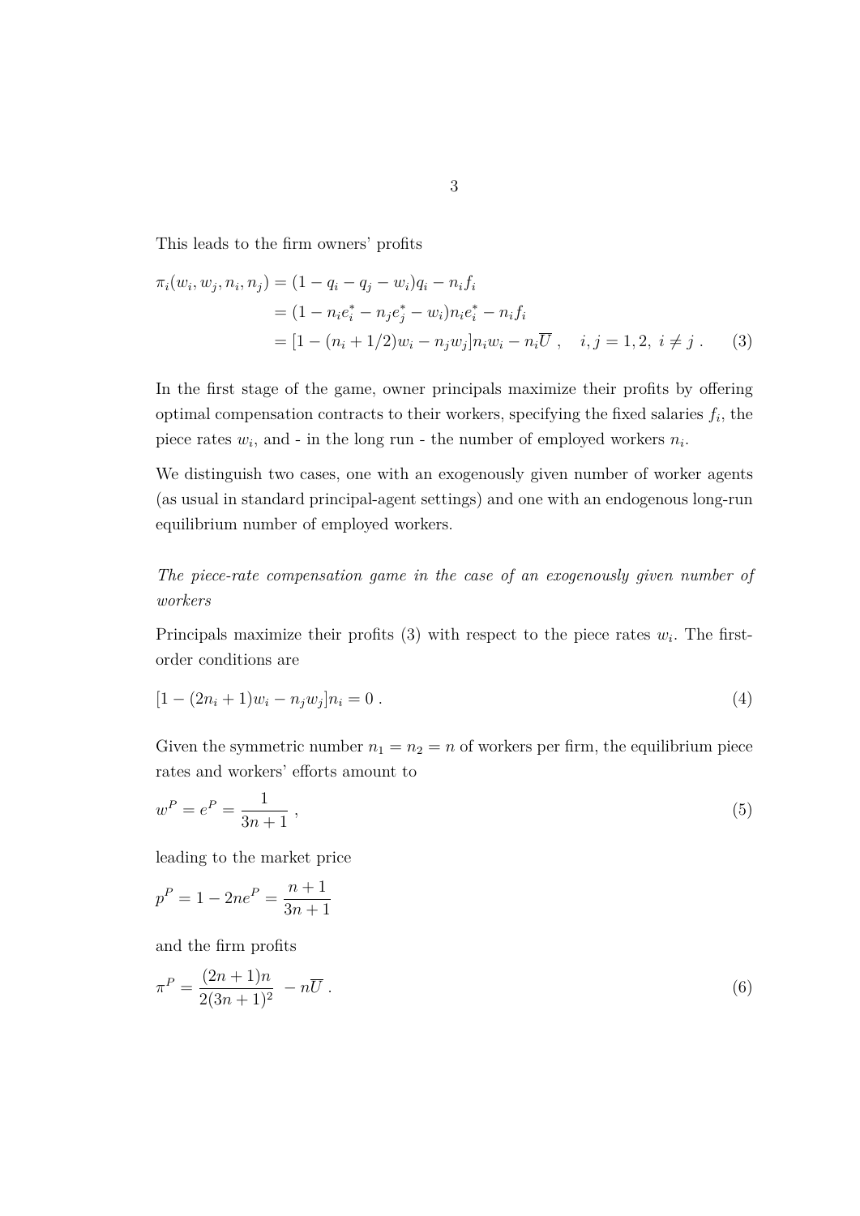This leads to the firm owners' profits

$$
\begin{aligned}
\pi_i(w_i, w_j, n_i, n_j) &= (1 - q_i - q_j - w_i)q_i - n_i f_i \\
&= (1 - n_i e_i^* - n_j e_j^* - w_i) n_i e_i^* - n_i f_i \\
&= [1 - (n_i + 1/2)w_i - n_j w_j] n_i w_i - n_i \overline{U} \ , \quad i, j = 1, 2, \ i \neq j \ . \qquad (3)
\end{aligned}
$$

In the first stage of the game, owner principals maximize their profits by offering optimal compensation contracts to their workers, specifying the fixed salaries $f_i$, the piece rates $w_i$, and - in the long run - the number of employed workers $n_i$.

We distinguish two cases, one with an exogenously given number of worker agents (as usual in standard principal-agent settings) and one with an endogenous long-run equilibrium number of employed workers.

*The piece-rate compensation game in the case of an exogenously given number of workers*

Principals maximize their profits (3) with respect to the piece rates $w_i$. The first-order conditions are

$$
[1 - (2n_i + 1)w_i - n_j w_j] n_i = 0 \ . \qquad (4)
$$

Given the symmetric number $n_1 = n_2 = n$ of workers per firm, the equilibrium piece rates and workers' efforts amount to

$$
w^P = e^P = \frac{1}{3n + 1} \ , \qquad (5)
$$

leading to the market price

$$
p^P = 1 - 2ne^P = \frac{n + 1}{3n + 1}
$$

and the firm profits

$$
\pi^P = \frac{(2n + 1)n}{2(3n + 1)^2} \ - n\overline{U} \ . \qquad (6)
$$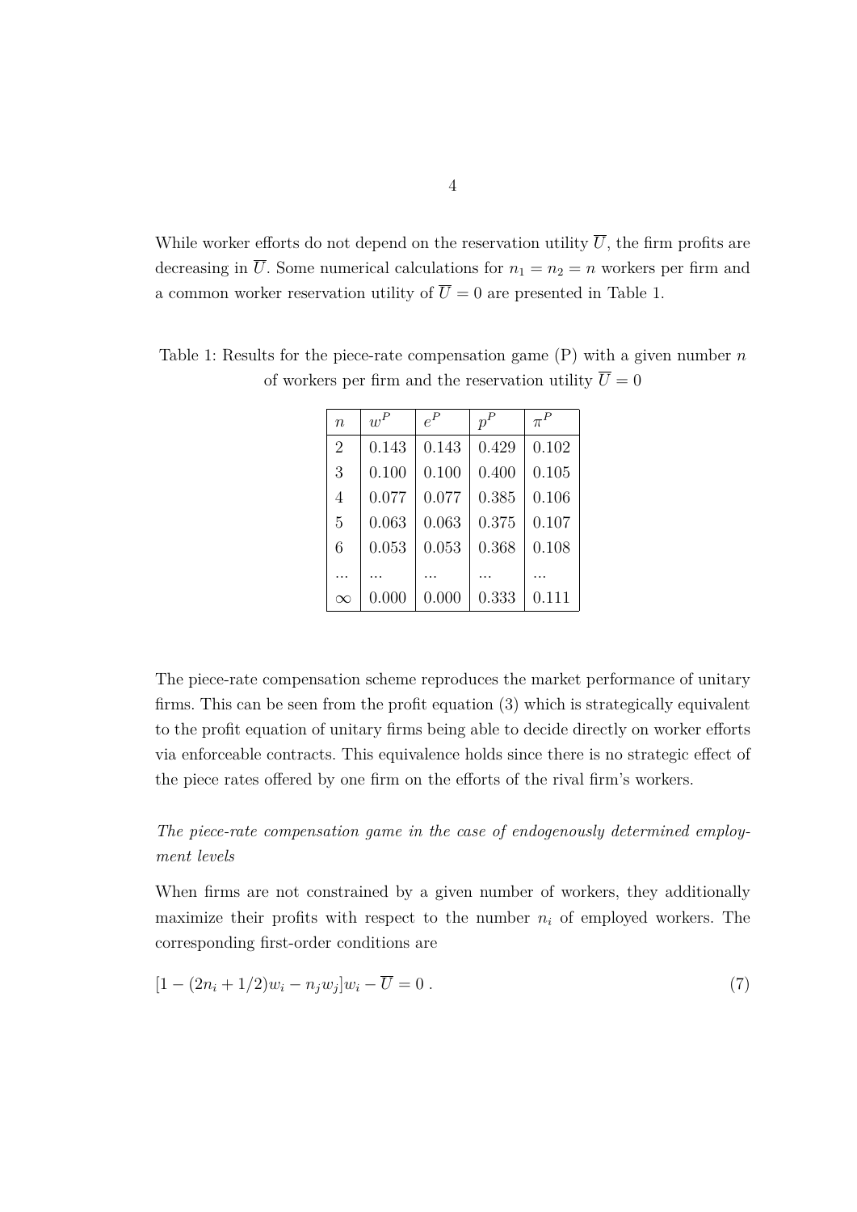While worker efforts do not depend on the reservation utility $\overline{U}$, the firm profits are decreasing in $\overline{U}$. Some numerical calculations for $n_1 = n_2 = n$ workers per firm and a common worker reservation utility of $\overline{U} = 0$ are presented in Table 1.

Table 1: Results for the piece-rate compensation game (P) with a given number $n$ of workers per firm and the reservation utility $\overline{U} = 0$

| $n$ | $w^P$ | $e^P$ | $p^P$ | $\pi^P$ |
|---|---|---|---|---|
| 2 | 0.143 | 0.143 | 0.429 | 0.102 |
| 3 | 0.100 | 0.100 | 0.400 | 0.105 |
| 4 | 0.077 | 0.077 | 0.385 | 0.106 |
| 5 | 0.063 | 0.063 | 0.375 | 0.107 |
| 6 | 0.053 | 0.053 | 0.368 | 0.108 |
| ... | ... | ... | ... | ... |
| $\infty$ | 0.000 | 0.000 | 0.333 | 0.111 |

The piece-rate compensation scheme reproduces the market performance of unitary firms. This can be seen from the profit equation (3) which is strategically equivalent to the profit equation of unitary firms being able to decide directly on worker efforts via enforceable contracts. This equivalence holds since there is no strategic effect of the piece rates offered by one firm on the efforts of the rival firm's workers.

*The piece-rate compensation game in the case of endogenously determined employment levels*

When firms are not constrained by a given number of workers, they additionally maximize their profits with respect to the number $n_i$ of employed workers. The corresponding first-order conditions are

$$[1 - (2n_i + 1/2)w_i - n_j w_j]w_i - \overline{U} = 0 \, . \tag{7}$$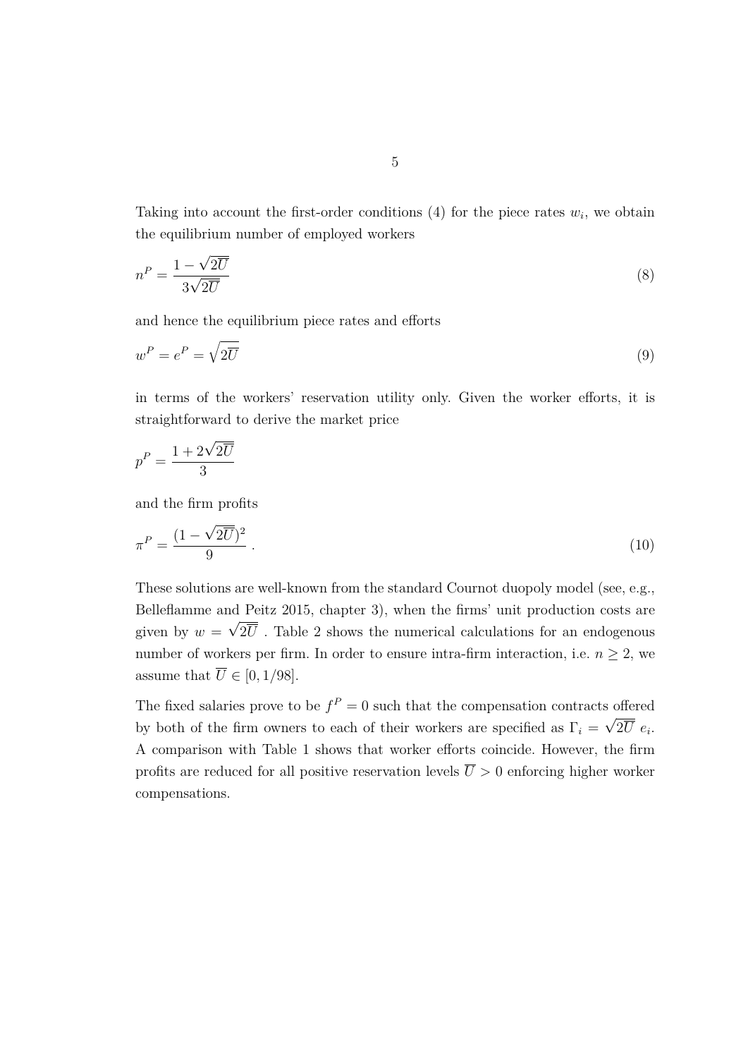Taking into account the first-order conditions (4) for the piece rates $w_i$, we obtain the equilibrium number of employed workers

$$n^P = \frac{1 - \sqrt{2\overline{U}}}{3\sqrt{2\overline{U}}} \tag{8}$$

and hence the equilibrium piece rates and efforts

$$w^P = e^P = \sqrt{2\overline{U}} \tag{9}$$

in terms of the workers' reservation utility only. Given the worker efforts, it is straightforward to derive the market price

$$p^P = \frac{1 + 2\sqrt{2\overline{U}}}{3}$$

and the firm profits

$$\pi^P = \frac{(1 - \sqrt{2\overline{U}})^2}{9} \,. \tag{10}$$

These solutions are well-known from the standard Cournot duopoly model (see, e.g., Belleflamme and Peitz 2015, chapter 3), when the firms' unit production costs are given by $w = \sqrt{2\overline{U}}$ . Table 2 shows the numerical calculations for an endogenous number of workers per firm. In order to ensure intra-firm interaction, i.e. $n \geq 2$, we assume that $\overline{U} \in [0, 1/98]$.

The fixed salaries prove to be $f^P = 0$ such that the compensation contracts offered by both of the firm owners to each of their workers are specified as $\Gamma_i = \sqrt{2\overline{U}} \; e_i$. A comparison with Table 1 shows that worker efforts coincide. However, the firm profits are reduced for all positive reservation levels $\overline{U} > 0$ enforcing higher worker compensations.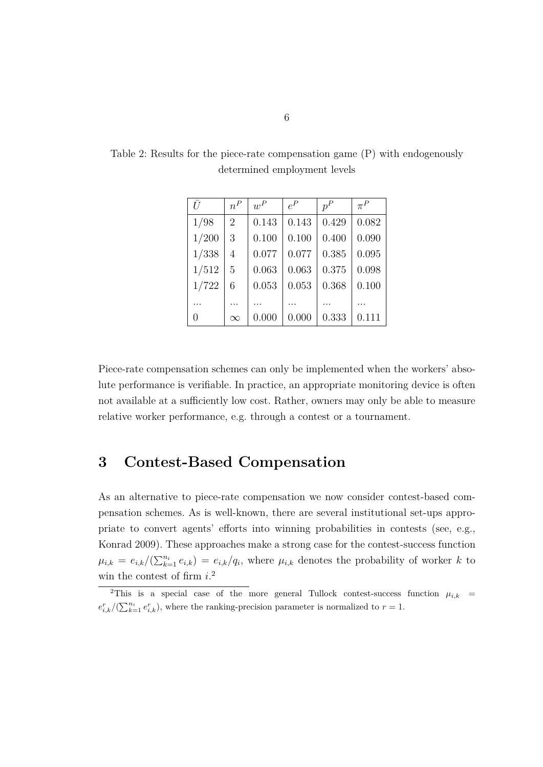Table 2: Results for the piece-rate compensation game (P) with endogenously determined employment levels

| $\bar{U}$ | $n^P$ | $w^P$ | $e^P$ | $p^P$ | $\pi^P$ |
|---|---|---|---|---|---|
| 1/98 | 2 | 0.143 | 0.143 | 0.429 | 0.082 |
| 1/200 | 3 | 0.100 | 0.100 | 0.400 | 0.090 |
| 1/338 | 4 | 0.077 | 0.077 | 0.385 | 0.095 |
| 1/512 | 5 | 0.063 | 0.063 | 0.375 | 0.098 |
| 1/722 | 6 | 0.053 | 0.053 | 0.368 | 0.100 |
| ... | ... | ... | ... | ... | ... |
| 0 | $\infty$ | 0.000 | 0.000 | 0.333 | 0.111 |

Piece-rate compensation schemes can only be implemented when the workers' absolute performance is verifiable. In practice, an appropriate monitoring device is often not available at a sufficiently low cost. Rather, owners may only be able to measure relative worker performance, e.g. through a contest or a tournament.

# 3 Contest-Based Compensation

As an alternative to piece-rate compensation we now consider contest-based compensation schemes. As is well-known, there are several institutional set-ups appropriate to convert agents' efforts into winning probabilities in contests (see, e.g., Konrad 2009). These approaches make a strong case for the contest-success function $\mu_{i,k} = e_{i,k}/(\sum_{k=1}^{n_i} e_{i,k}) = e_{i,k}/q_i$, where $\mu_{i,k}$ denotes the probability of worker $k$ to win the contest of firm $i$.[2]

[2]This is a special case of the more general Tullock contest-success function $\mu_{i,k} = e_{i,k}^r/(\sum_{k=1}^{n_i} e_{i,k}^r)$, where the ranking-precision parameter is normalized to $r = 1$.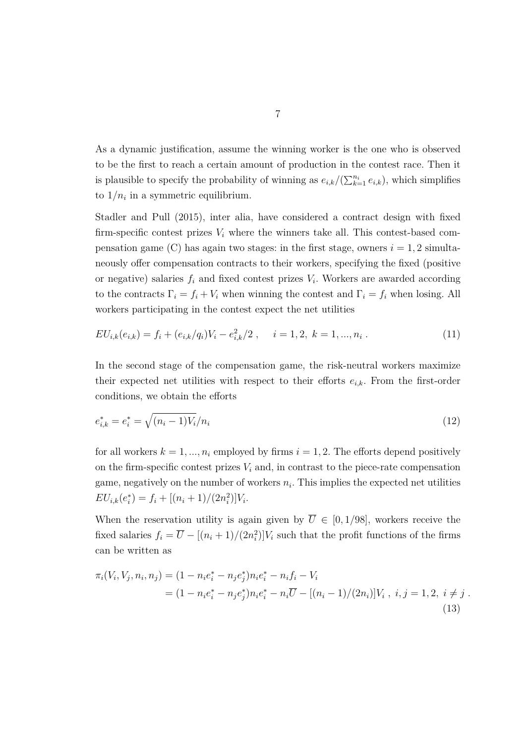As a dynamic justification, assume the winning worker is the one who is observed to be the first to reach a certain amount of production in the contest race. Then it is plausible to specify the probability of winning as $e_{i,k}/(\sum_{k=1}^{n_i} e_{i,k})$, which simplifies to $1/n_i$ in a symmetric equilibrium.

Stadler and Pull (2015), inter alia, have considered a contract design with fixed firm-specific contest prizes $V_i$ where the winners take all. This contest-based compensation game (C) has again two stages: in the first stage, owners $i = 1, 2$ simultaneously offer compensation contracts to their workers, specifying the fixed (positive or negative) salaries $f_i$ and fixed contest prizes $V_i$. Workers are awarded according to the contracts $\Gamma_i = f_i + V_i$ when winning the contest and $\Gamma_i = f_i$ when losing. All workers participating in the contest expect the net utilities

$$EU_{i,k}(e_{i,k}) = f_i + (e_{i,k}/q_i)V_i - e_{i,k}^2/2 \ , \quad i = 1, 2, \ k = 1, ..., n_i \ . \tag{11}$$

In the second stage of the compensation game, the risk-neutral workers maximize their expected net utilities with respect to their efforts $e_{i,k}$. From the first-order conditions, we obtain the efforts

$$e_{i,k}^* = e_i^* = \sqrt{(n_i - 1)V_i}/n_i \tag{12}$$

for all workers $k = 1, ..., n_i$ employed by firms $i = 1, 2$. The efforts depend positively on the firm-specific contest prizes $V_i$ and, in contrast to the piece-rate compensation game, negatively on the number of workers $n_i$. This implies the expected net utilities $EU_{i,k}(e_i^*) = f_i + [(n_i + 1)/(2n_i^2)]V_i$.

When the reservation utility is again given by $\overline{U} \in [0, 1/98]$, workers receive the fixed salaries $f_i = \overline{U} - [(n_i + 1)/(2n_i^2)]V_i$ such that the profit functions of the firms can be written as

$$\begin{aligned}
\pi_i(V_i, V_j, n_i, n_j) &= (1 - n_i e_i^* - n_j e_j^*) n_i e_i^* - n_i f_i - V_i \\
&= (1 - n_i e_i^* - n_j e_j^*) n_i e_i^* - n_i \overline{U} - [(n_i - 1)/(2n_i)]V_i \ , \ i, j = 1, 2, \ i \neq j \ .
\end{aligned} \tag{13}$$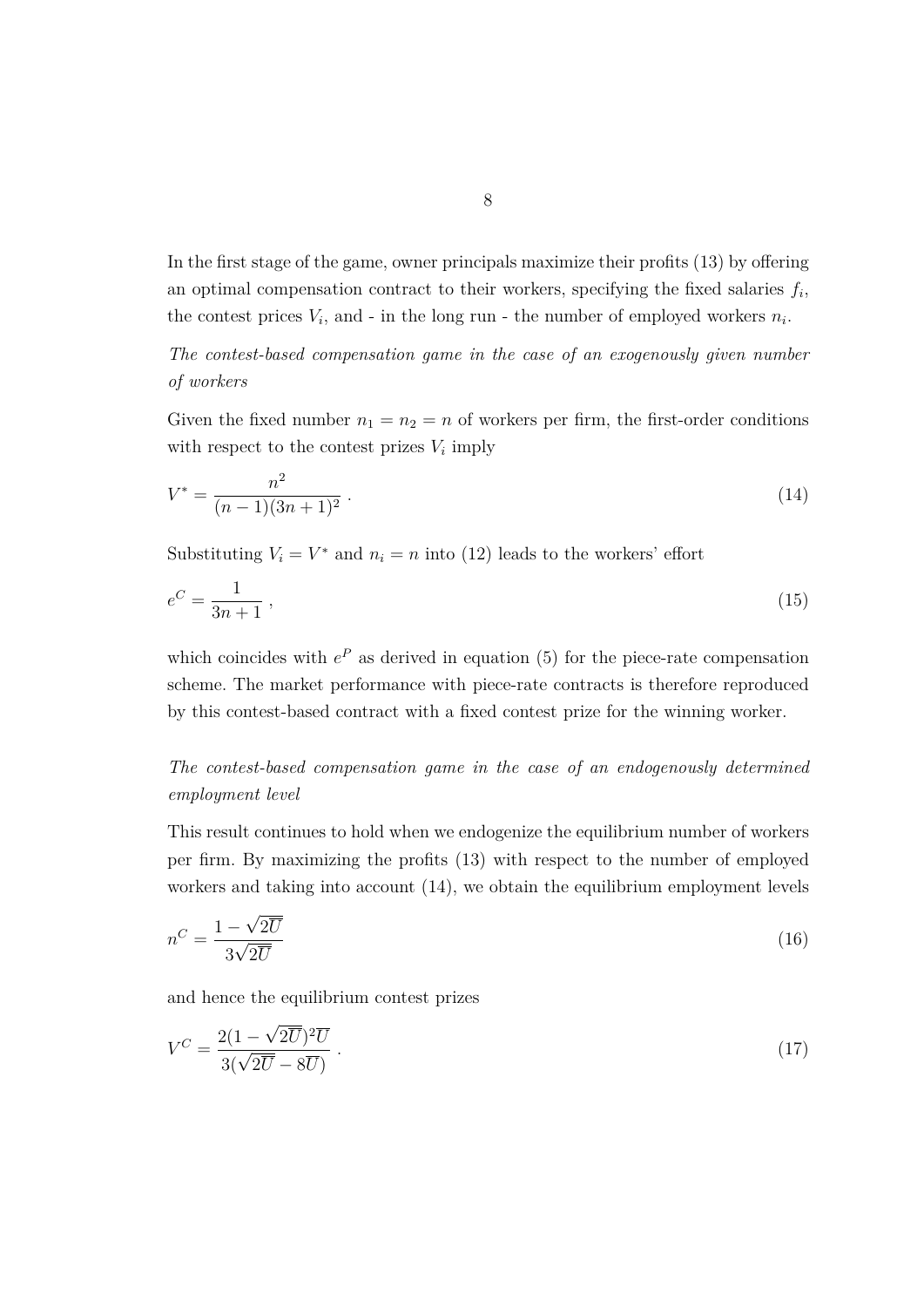In the first stage of the game, owner principals maximize their profits (13) by offering an optimal compensation contract to their workers, specifying the fixed salaries $f_i$, the contest prices $V_i$, and - in the long run - the number of employed workers $n_i$.

*The contest-based compensation game in the case of an exogenously given number of workers*

Given the fixed number $n_1 = n_2 = n$ of workers per firm, the first-order conditions with respect to the contest prizes $V_i$ imply

$$V^* = \frac{n^2}{(n-1)(3n+1)^2} \; . \tag{14}$$

Substituting $V_i = V^*$ and $n_i = n$ into (12) leads to the workers' effort

$$e^C = \frac{1}{3n+1} \; , \tag{15}$$

which coincides with $e^P$ as derived in equation (5) for the piece-rate compensation scheme. The market performance with piece-rate contracts is therefore reproduced by this contest-based contract with a fixed contest prize for the winning worker.

*The contest-based compensation game in the case of an endogenously determined employment level*

This result continues to hold when we endogenize the equilibrium number of workers per firm. By maximizing the profits (13) with respect to the number of employed workers and taking into account (14), we obtain the equilibrium employment levels

$$n^C = \frac{1-\sqrt{2\overline{U}}}{3\sqrt{2\overline{U}}} \tag{16}$$

and hence the equilibrium contest prizes

$$V^C = \frac{2(1-\sqrt{2\overline{U}})^2\overline{U}}{3(\sqrt{2\overline{U}}-8\overline{U})} \; . \tag{17}$$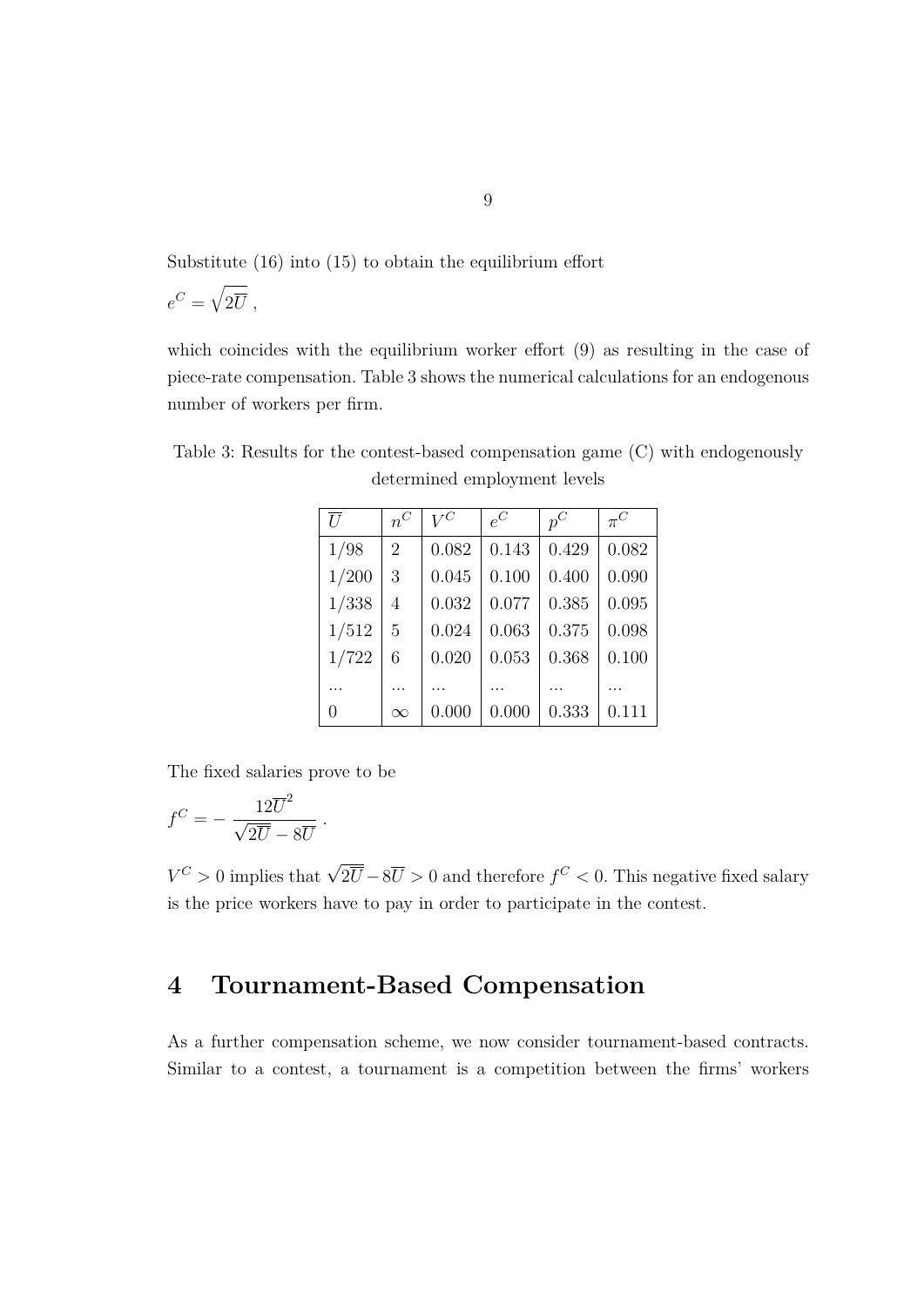Substitute (16) into (15) to obtain the equilibrium effort

$$e^C = \sqrt{2\overline{U}}\ ,$$

which coincides with the equilibrium worker effort (9) as resulting in the case of piece-rate compensation. Table 3 shows the numerical calculations for an endogenous number of workers per firm.

Table 3: Results for the contest-based compensation game (C) with endogenously determined employment levels

| $\overline{U}$ | $n^C$ | $V^C$ | $e^C$ | $p^C$ | $\pi^C$ |
|---|---|---|---|---|---|
| 1/98 | 2 | 0.082 | 0.143 | 0.429 | 0.082 |
| 1/200 | 3 | 0.045 | 0.100 | 0.400 | 0.090 |
| 1/338 | 4 | 0.032 | 0.077 | 0.385 | 0.095 |
| 1/512 | 5 | 0.024 | 0.063 | 0.375 | 0.098 |
| 1/722 | 6 | 0.020 | 0.053 | 0.368 | 0.100 |
| ... | ... | ... | ... | ... | ... |
| 0 | $\infty$ | 0.000 | 0.000 | 0.333 | 0.111 |

The fixed salaries prove to be

$$f^C = -\frac{12\overline{U}^2}{\sqrt{2\overline{U}} - 8\overline{U}}\ .$$

$V^C > 0$ implies that $\sqrt{2\overline{U}} - 8\overline{U} > 0$ and therefore $f^C < 0$. This negative fixed salary is the price workers have to pay in order to participate in the contest.

# 4 Tournament-Based Compensation

As a further compensation scheme, we now consider tournament-based contracts. Similar to a contest, a tournament is a competition between the firms' workers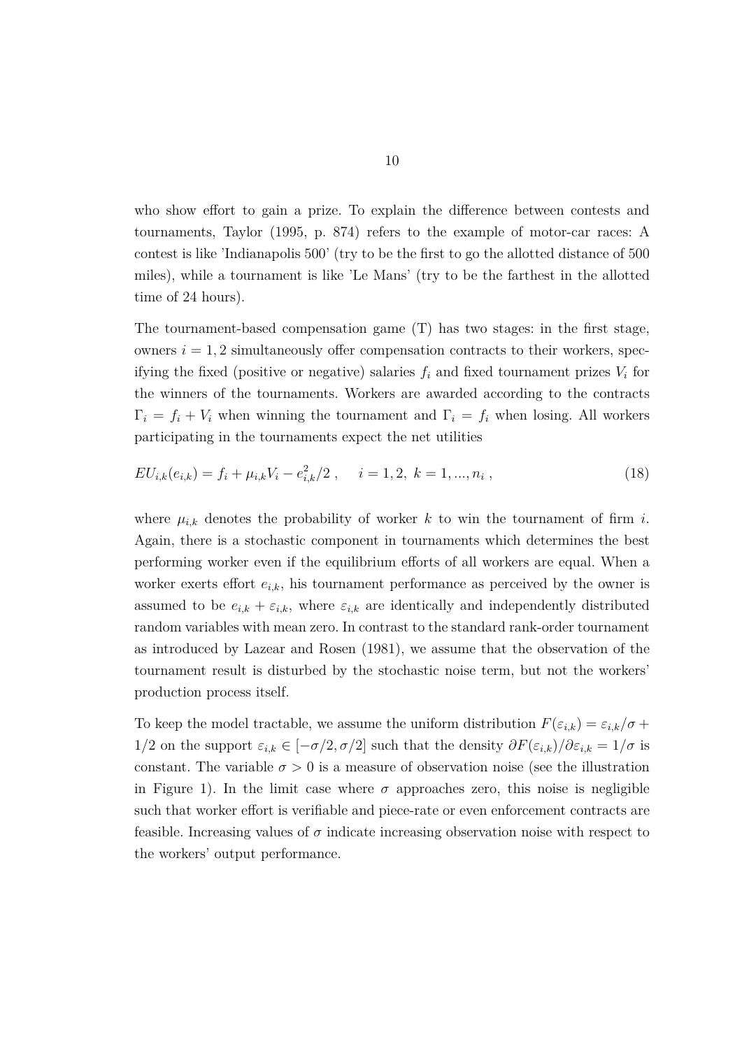who show effort to gain a prize. To explain the difference between contests and tournaments, Taylor (1995, p. 874) refers to the example of motor-car races: A contest is like 'Indianapolis 500' (try to be the first to go the allotted distance of 500 miles), while a tournament is like 'Le Mans' (try to be the farthest in the allotted time of 24 hours).

The tournament-based compensation game (T) has two stages: in the first stage, owners $i = 1, 2$ simultaneously offer compensation contracts to their workers, specifying the fixed (positive or negative) salaries $f_i$ and fixed tournament prizes $V_i$ for the winners of the tournaments. Workers are awarded according to the contracts $\Gamma_i = f_i + V_i$ when winning the tournament and $\Gamma_i = f_i$ when losing. All workers participating in the tournaments expect the net utilities

$$EU_{i,k}(e_{i,k}) = f_i + \mu_{i,k} V_i - e_{i,k}^2/2 \ , \quad i = 1, 2, \ k = 1, ..., n_i \ , \tag{18}$$

where $\mu_{i,k}$ denotes the probability of worker $k$ to win the tournament of firm $i$. Again, there is a stochastic component in tournaments which determines the best performing worker even if the equilibrium efforts of all workers are equal. When a worker exerts effort $e_{i,k}$, his tournament performance as perceived by the owner is assumed to be $e_{i,k} + \varepsilon_{i,k}$, where $\varepsilon_{i,k}$ are identically and independently distributed random variables with mean zero. In contrast to the standard rank-order tournament as introduced by Lazear and Rosen (1981), we assume that the observation of the tournament result is disturbed by the stochastic noise term, but not the workers' production process itself.

To keep the model tractable, we assume the uniform distribution $F(\varepsilon_{i,k}) = \varepsilon_{i,k}/\sigma + 1/2$ on the support $\varepsilon_{i,k} \in [-\sigma/2, \sigma/2]$ such that the density $\partial F(\varepsilon_{i,k})/\partial \varepsilon_{i,k} = 1/\sigma$ is constant. The variable $\sigma > 0$ is a measure of observation noise (see the illustration in Figure 1). In the limit case where $\sigma$ approaches zero, this noise is negligible such that worker effort is verifiable and piece-rate or even enforcement contracts are feasible. Increasing values of $\sigma$ indicate increasing observation noise with respect to the workers' output performance.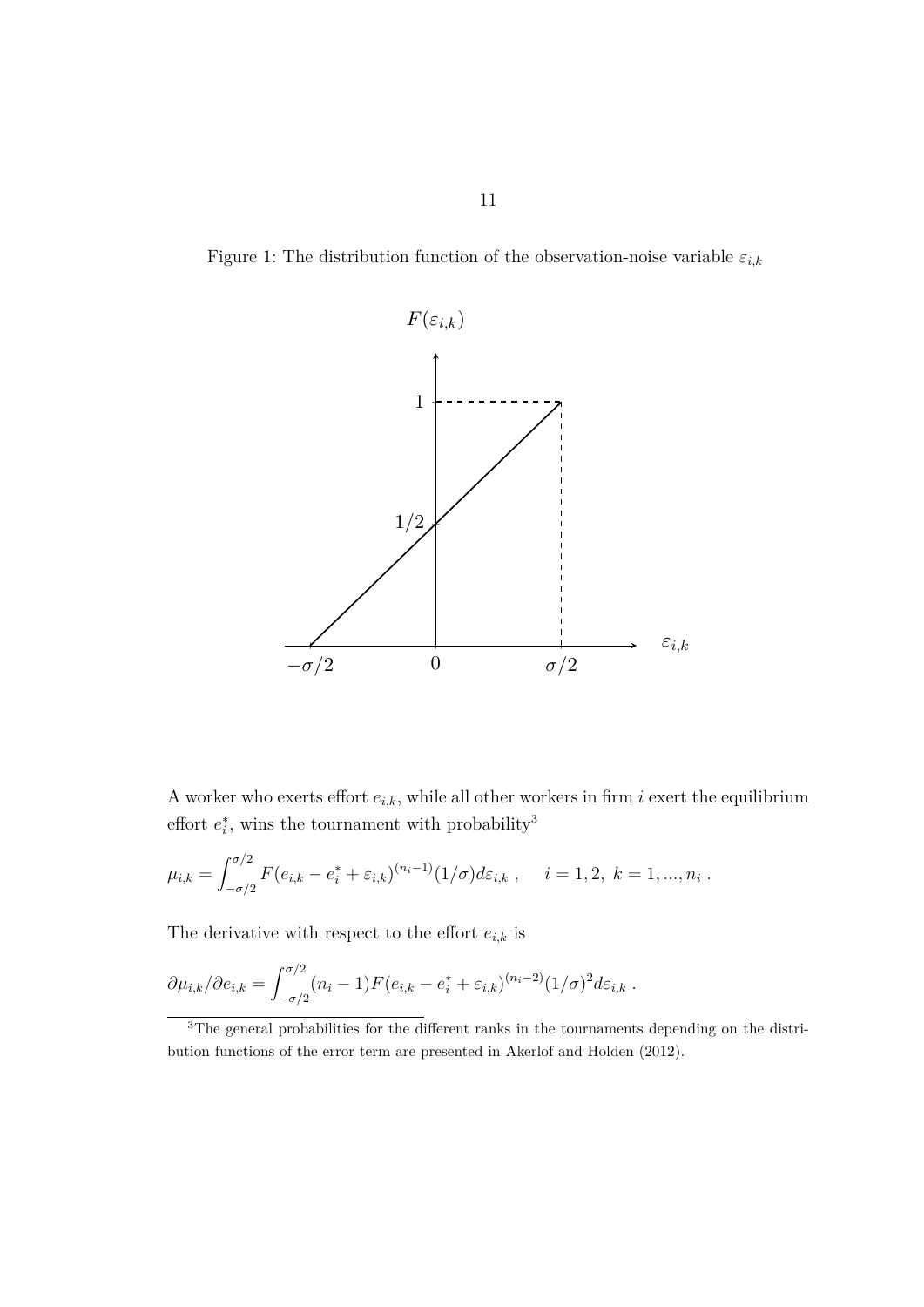Figure 1: The distribution function of the observation-noise variable $\varepsilon_{i,k}$

A worker who exerts effort $e_{i,k}$, while all other workers in firm $i$ exert the equilibrium effort $e_i^*$, wins the tournament with probability[3]

$$\mu_{i,k} = \int_{-\sigma/2}^{\sigma/2} F(e_{i,k} - e_i^* + \varepsilon_{i,k})^{(n_i - 1)}(1/\sigma)d\varepsilon_{i,k}\ , \quad i = 1, 2,\ k = 1, ..., n_i\ .$$

The derivative with respect to the effort $e_{i,k}$ is

$$\partial\mu_{i,k}/\partial e_{i,k} = \int_{-\sigma/2}^{\sigma/2} (n_i - 1)F(e_{i,k} - e_i^* + \varepsilon_{i,k})^{(n_i - 2)}(1/\sigma)^2 d\varepsilon_{i,k}\ .$$

[3]The general probabilities for the different ranks in the tournaments depending on the distribution functions of the error term are presented in Akerlof and Holden (2012).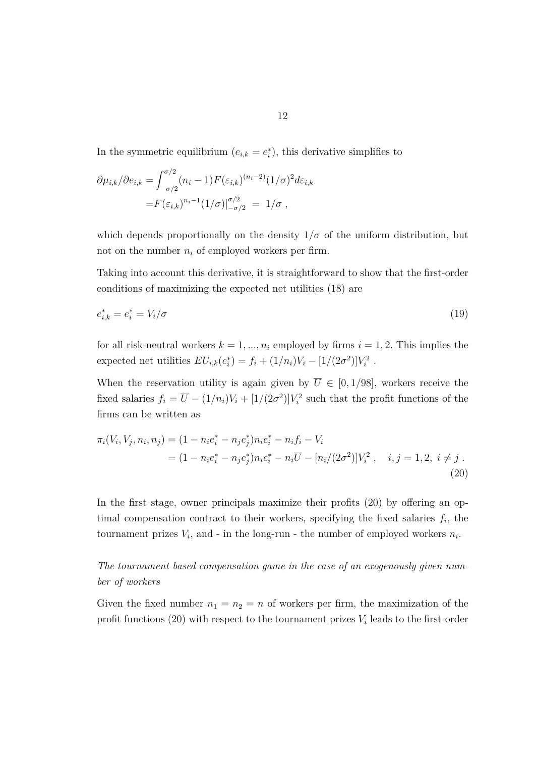In the symmetric equilibrium ($e_{i,k} = e_i^*$), this derivative simplifies to

$$
\begin{aligned}
\partial\mu_{i,k}/\partial e_{i,k} =& \int_{-\sigma/2}^{\sigma/2} (n_i - 1) F(\varepsilon_{i,k})^{(n_i-2)} (1/\sigma)^2 d\varepsilon_{i,k} \\
=& F(\varepsilon_{i,k})^{n_i-1} (1/\sigma)|_{-\sigma/2}^{\sigma/2} \ = \ 1/\sigma \ ,
\end{aligned}
$$

which depends proportionally on the density $1/\sigma$ of the uniform distribution, but not on the number $n_i$ of employed workers per firm.

Taking into account this derivative, it is straightforward to show that the first-order conditions of maximizing the expected net utilities (18) are

$$
e_{i,k}^* = e_i^* = V_i/\sigma \tag{19}
$$

for all risk-neutral workers $k = 1, ..., n_i$ employed by firms $i = 1, 2$. This implies the expected net utilities $EU_{i,k}(e_i^*) = f_i + (1/n_i)V_i - [1/(2\sigma^2)]V_i^2$ .

When the reservation utility is again given by $\overline{U} \in [0, 1/98]$, workers receive the fixed salaries $f_i = \overline{U} - (1/n_i)V_i + [1/(2\sigma^2)]V_i^2$ such that the profit functions of the firms can be written as

$$
\begin{aligned}
\pi_i(V_i, V_j, n_i, n_j) &= (1 - n_i e_i^* - n_j e_j^*) n_i e_i^* - n_i f_i - V_i \\
&= (1 - n_i e_i^* - n_j e_j^*) n_i e_i^* - n_i \overline{U} - [n_i/(2\sigma^2)] V_i^2 \ , \quad i, j = 1, 2, \ i \neq j \ .
\end{aligned} \tag{20}
$$

In the first stage, owner principals maximize their profits (20) by offering an optimal compensation contract to their workers, specifying the fixed salaries $f_i$, the tournament prizes $V_i$, and - in the long-run - the number of employed workers $n_i$.

*The tournament-based compensation game in the case of an exogenously given number of workers*

Given the fixed number $n_1 = n_2 = n$ of workers per firm, the maximization of the profit functions (20) with respect to the tournament prizes $V_i$ leads to the first-order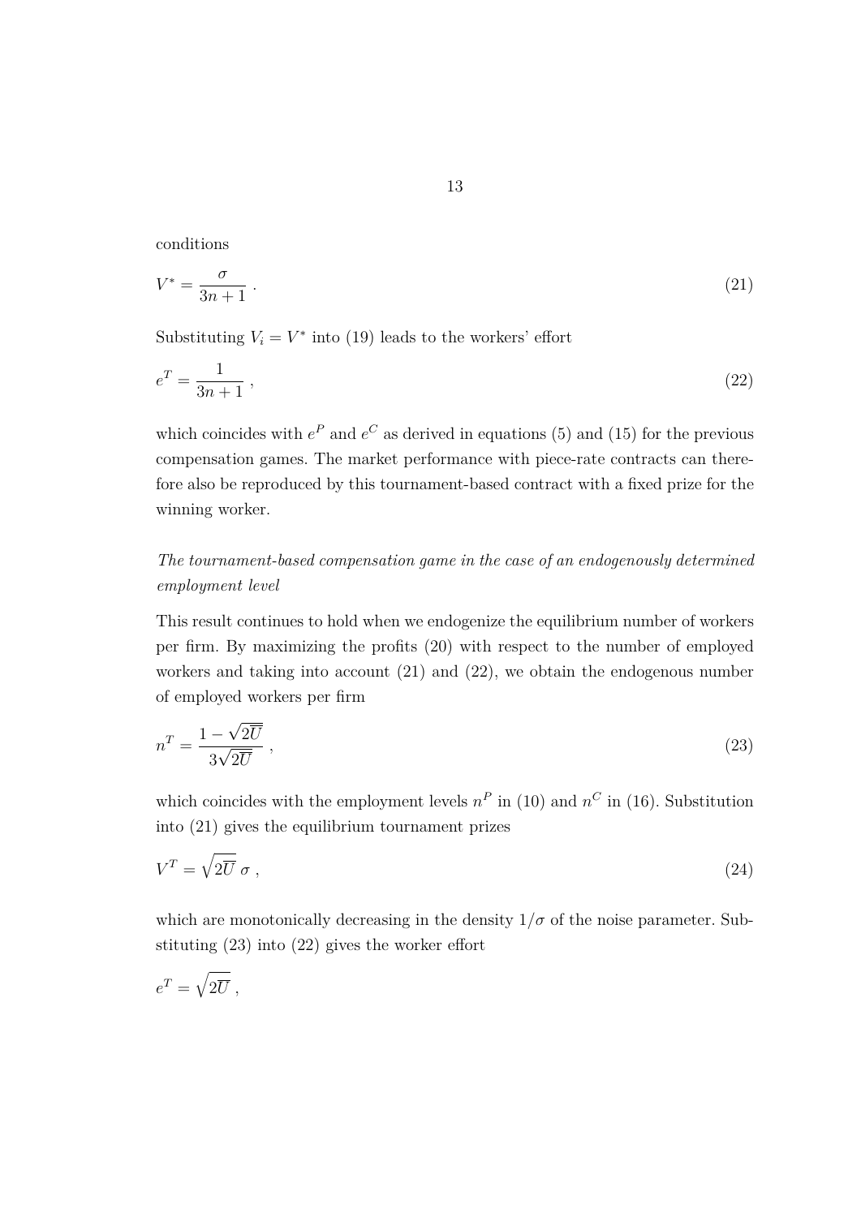conditions

$$V^* = \frac{\sigma}{3n+1} \ . \tag{21}$$

Substituting $V_i = V^*$ into (19) leads to the workers' effort

$$e^T = \frac{1}{3n+1} \ , \tag{22}$$

which coincides with $e^P$ and $e^C$ as derived in equations (5) and (15) for the previous compensation games. The market performance with piece-rate contracts can therefore also be reproduced by this tournament-based contract with a fixed prize for the winning worker.

*The tournament-based compensation game in the case of an endogenously determined employment level*

This result continues to hold when we endogenize the equilibrium number of workers per firm. By maximizing the profits (20) with respect to the number of employed workers and taking into account (21) and (22), we obtain the endogenous number of employed workers per firm

$$n^T = \frac{1-\sqrt{2\overline{U}}}{3\sqrt{2\overline{U}}} \ , \tag{23}$$

which coincides with the employment levels $n^P$ in (10) and $n^C$ in (16). Substitution into (21) gives the equilibrium tournament prizes

$$V^T = \sqrt{2\overline{U}} \ \sigma \ , \tag{24}$$

which are monotonically decreasing in the density $1/\sigma$ of the noise parameter. Substituting (23) into (22) gives the worker effort

$$e^T = \sqrt{2\overline{U}} \ ,$$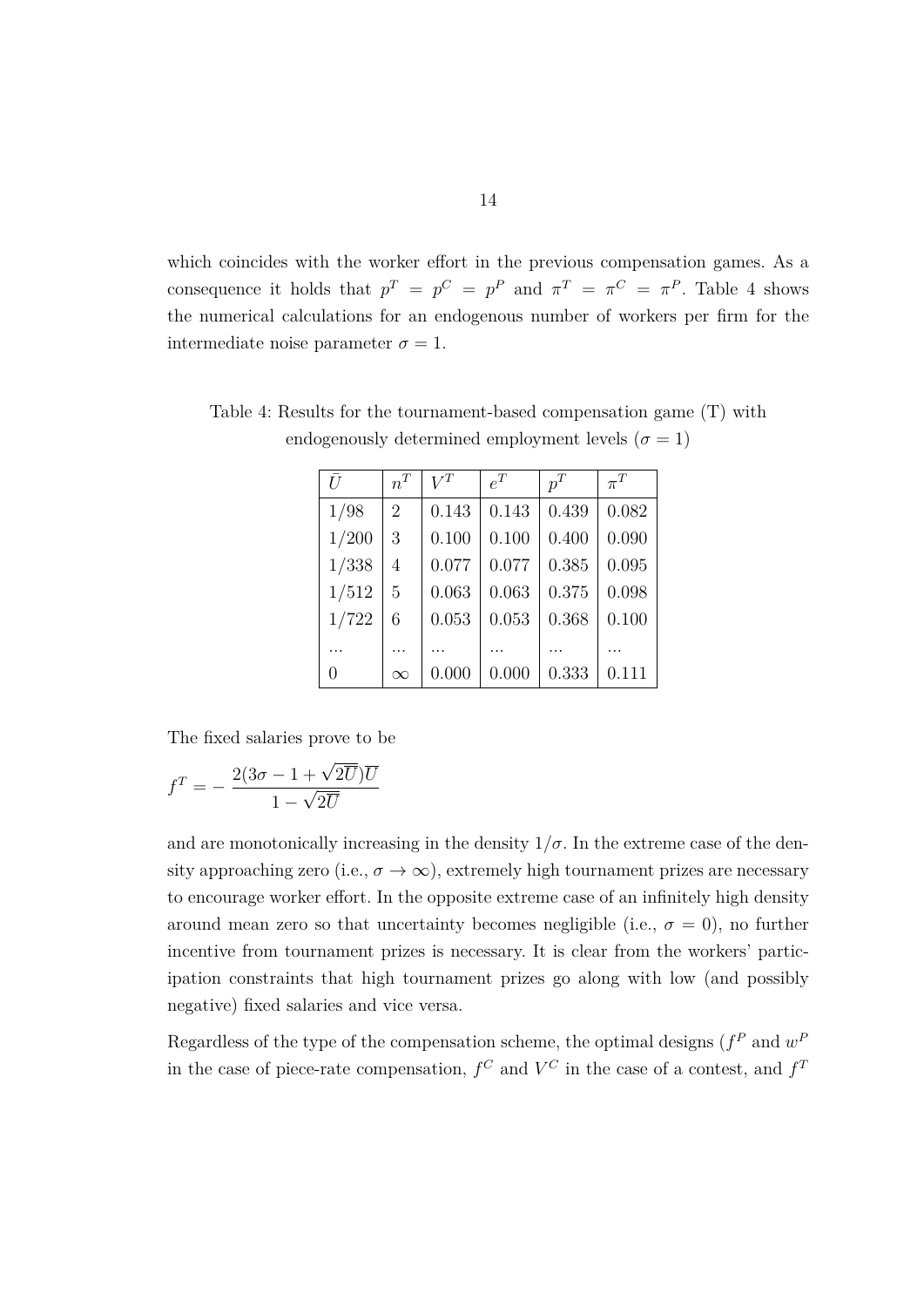which coincides with the worker effort in the previous compensation games. As a consequence it holds that $p^T = p^C = p^P$ and $\pi^T = \pi^C = \pi^P$. Table 4 shows the numerical calculations for an endogenous number of workers per firm for the intermediate noise parameter $\sigma = 1$.

Table 4: Results for the tournament-based compensation game (T) with endogenously determined employment levels ($\sigma = 1$)

| $\bar{U}$ | $n^T$ | $V^T$ | $e^T$ | $p^T$ | $\pi^T$ |
|---|---|---|---|---|---|
| 1/98 | 2 | 0.143 | 0.143 | 0.439 | 0.082 |
| 1/200 | 3 | 0.100 | 0.100 | 0.400 | 0.090 |
| 1/338 | 4 | 0.077 | 0.077 | 0.385 | 0.095 |
| 1/512 | 5 | 0.063 | 0.063 | 0.375 | 0.098 |
| 1/722 | 6 | 0.053 | 0.053 | 0.368 | 0.100 |
| ... | ... | ... | ... | ... | ... |
| 0 | $\infty$ | 0.000 | 0.000 | 0.333 | 0.111 |

The fixed salaries prove to be

$$f^T = -\frac{2(3\sigma - 1 + \sqrt{2\overline{U}})\overline{U}}{1 - \sqrt{2\overline{U}}}$$

and are monotonically increasing in the density $1/\sigma$. In the extreme case of the density approaching zero (i.e., $\sigma \to \infty$), extremely high tournament prizes are necessary to encourage worker effort. In the opposite extreme case of an infinitely high density around mean zero so that uncertainty becomes negligible (i.e., $\sigma = 0$), no further incentive from tournament prizes is necessary. It is clear from the workers' participation constraints that high tournament prizes go along with low (and possibly negative) fixed salaries and vice versa.

Regardless of the type of the compensation scheme, the optimal designs ($f^P$ and $w^P$ in the case of piece-rate compensation, $f^C$ and $V^C$ in the case of a contest, and $f^T$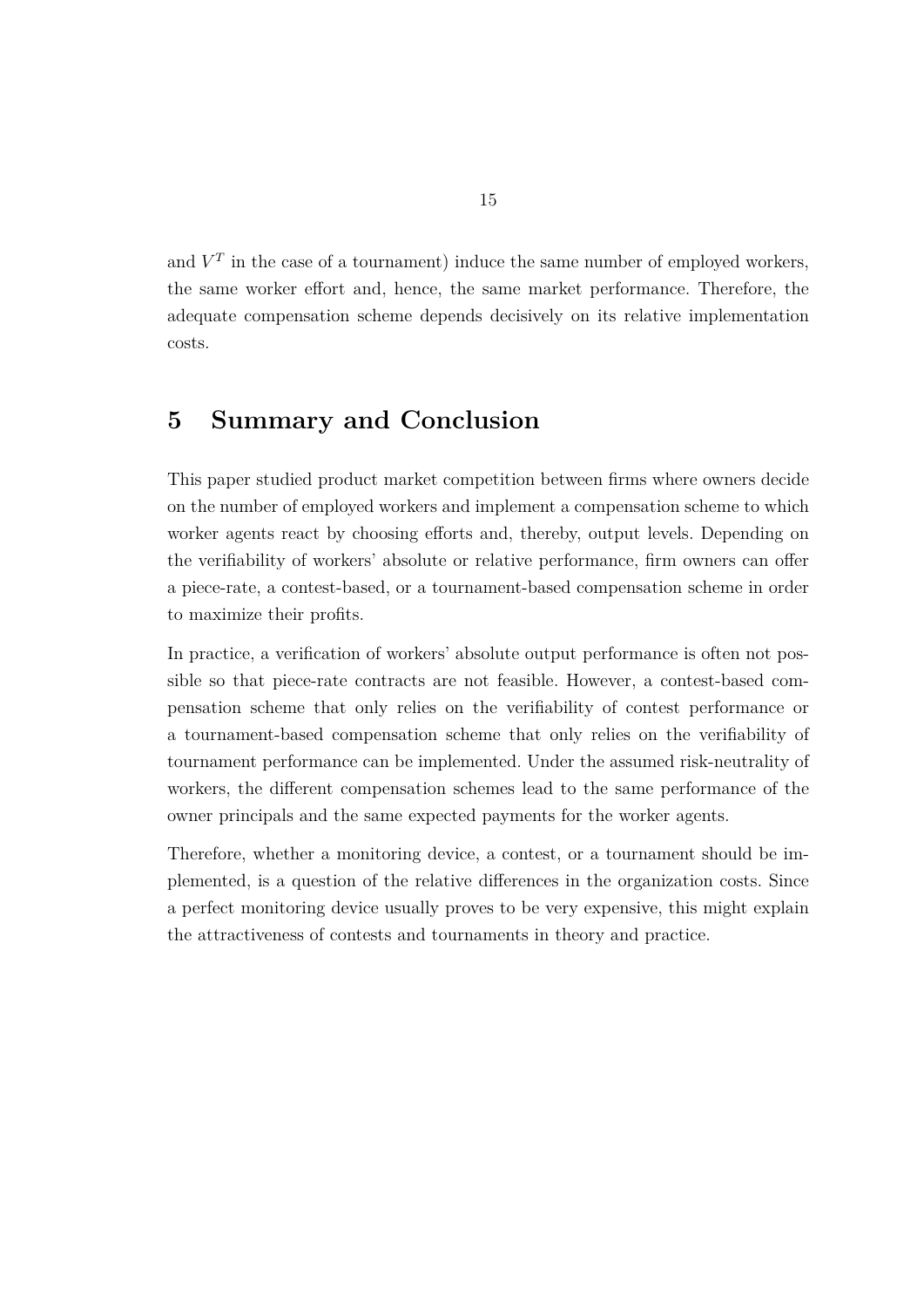and $V^T$ in the case of a tournament) induce the same number of employed workers, the same worker effort and, hence, the same market performance. Therefore, the adequate compensation scheme depends decisively on its relative implementation costs.

# 5 Summary and Conclusion

This paper studied product market competition between firms where owners decide on the number of employed workers and implement a compensation scheme to which worker agents react by choosing efforts and, thereby, output levels. Depending on the verifiability of workers' absolute or relative performance, firm owners can offer a piece-rate, a contest-based, or a tournament-based compensation scheme in order to maximize their profits.

In practice, a verification of workers' absolute output performance is often not possible so that piece-rate contracts are not feasible. However, a contest-based compensation scheme that only relies on the verifiability of contest performance or a tournament-based compensation scheme that only relies on the verifiability of tournament performance can be implemented. Under the assumed risk-neutrality of workers, the different compensation schemes lead to the same performance of the owner principals and the same expected payments for the worker agents.

Therefore, whether a monitoring device, a contest, or a tournament should be implemented, is a question of the relative differences in the organization costs. Since a perfect monitoring device usually proves to be very expensive, this might explain the attractiveness of contests and tournaments in theory and practice.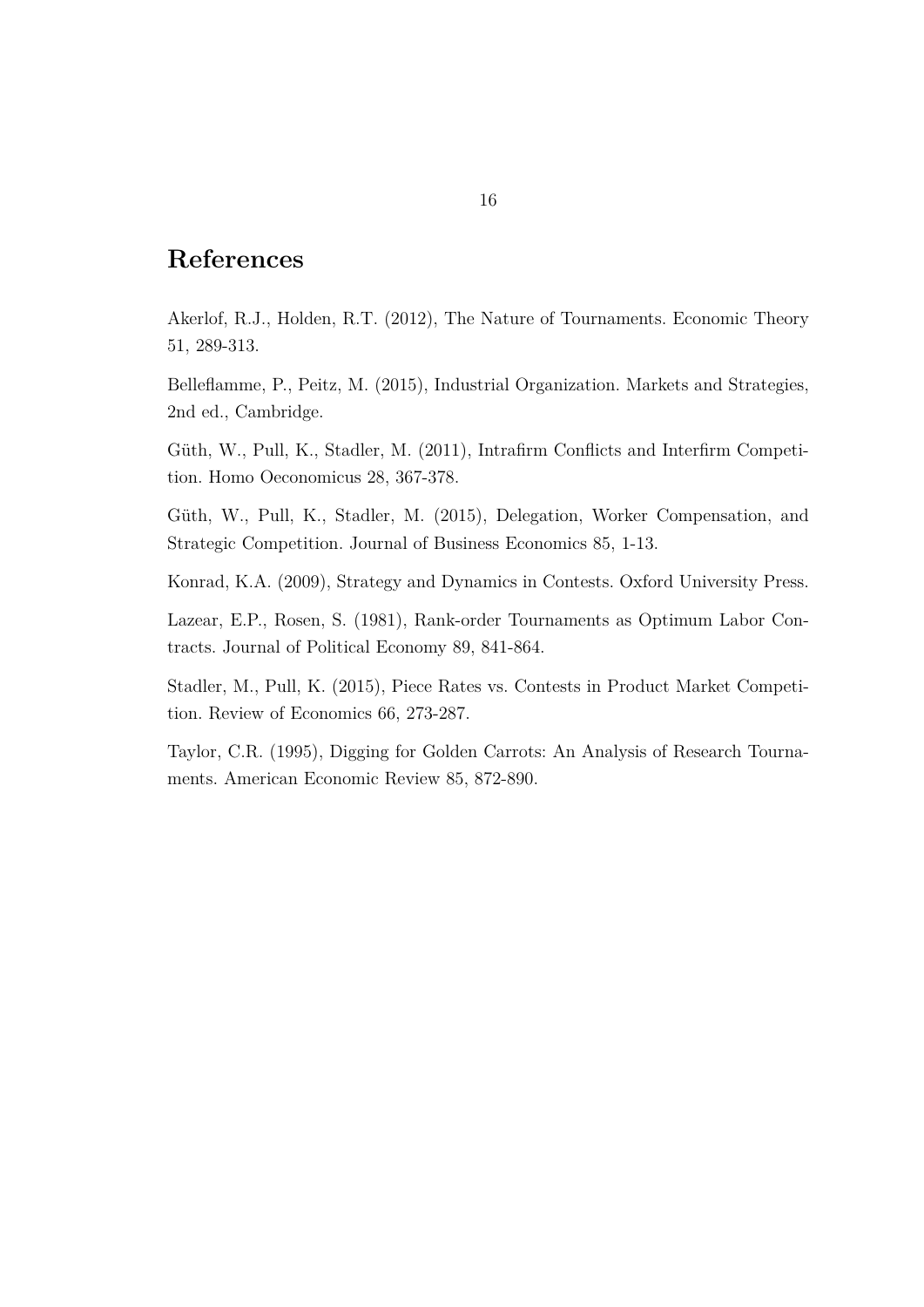# References

Akerlof, R.J., Holden, R.T. (2012), The Nature of Tournaments. Economic Theory 51, 289-313.

Belleflamme, P., Peitz, M. (2015), Industrial Organization. Markets and Strategies, 2nd ed., Cambridge.

Güth, W., Pull, K., Stadler, M. (2011), Intrafirm Conflicts and Interfirm Competition. Homo Oeconomicus 28, 367-378.

Güth, W., Pull, K., Stadler, M. (2015), Delegation, Worker Compensation, and Strategic Competition. Journal of Business Economics 85, 1-13.

Konrad, K.A. (2009), Strategy and Dynamics in Contests. Oxford University Press.

Lazear, E.P., Rosen, S. (1981), Rank-order Tournaments as Optimum Labor Contracts. Journal of Political Economy 89, 841-864.

Stadler, M., Pull, K. (2015), Piece Rates vs. Contests in Product Market Competition. Review of Economics 66, 273-287.

Taylor, C.R. (1995), Digging for Golden Carrots: An Analysis of Research Tournaments. American Economic Review 85, 872-890.